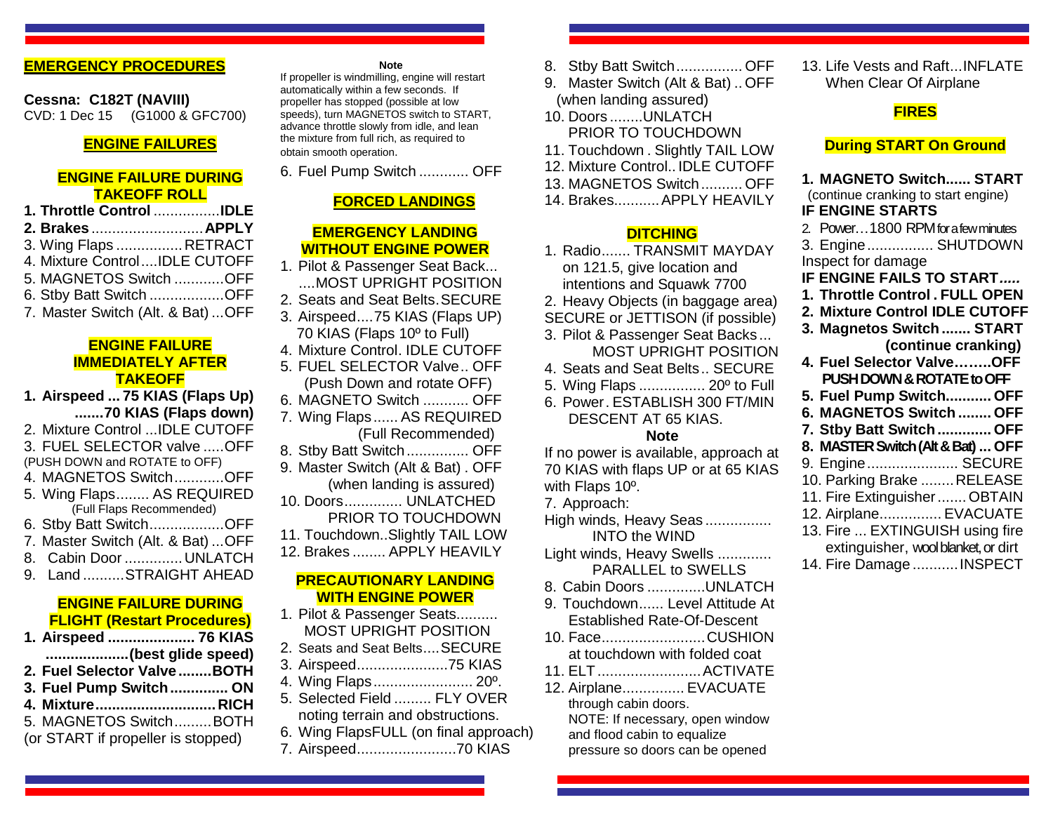## EMERGENCY PROCEDURES

**Cessna: C182T (NAVIII)**
CVD: 1 Dec 15 (G1000 & GFC700)

### ENGINE FAILURES

#### ENGINE FAILURE DURING TAKEOFF ROLL

1. **Throttle Control ................IDLE**
2. **Brakes ...........................APPLY**
3. Wing Flaps ................ RETRACT
4. Mixture Control....IDLE CUTOFF
5. MAGNETOS Switch ............OFF
6. Stby Batt Switch ..................OFF
7. Master Switch (Alt. & Bat) ...OFF

#### ENGINE FAILURE IMMEDIATELY AFTER TAKEOFF

1. **Airspeed ... 75 KIAS (Flaps Up) .......70 KIAS (Flaps down)**
2. Mixture Control ...IDLE CUTOFF
3. FUEL SELECTOR valve .....OFF (PUSH DOWN and ROTATE to OFF)
4. MAGNETOS Switch............OFF
5. Wing Flaps........ AS REQUIRED (Full Flaps Recommended)
6. Stby Batt Switch..................OFF
7. Master Switch (Alt. & Bat) ...OFF
8. Cabin Door ............. UNLATCH
9. Land ..........STRAIGHT AHEAD

#### ENGINE FAILURE DURING FLIGHT (Restart Procedures)

1. **Airspeed ..................... 76 KIAS ....................(best glide speed)**
2. **Fuel Selector Valve ........BOTH**
3. **Fuel Pump Switch.............. ON**
4. **Mixture.............................RICH**
5. MAGNETOS Switch.........BOTH (or START if propeller is stopped)

**Note**
If propeller is windmilling, engine will restart automatically within a few seconds. If propeller has stopped (possible at low speeds), turn MAGNETOS switch to START, advance throttle slowly from idle, and lean the mixture from full rich, as required to obtain smooth operation.

6. Fuel Pump Switch ............ OFF

### FORCED LANDINGS

#### EMERGENCY LANDING WITHOUT ENGINE POWER

1. Pilot & Passenger Seat Back... ....MOST UPRIGHT POSITION
2. Seats and Seat Belts.SECURE
3. Airspeed....75 KIAS (Flaps UP) 70 KIAS (Flaps 10º to Full)
4. Mixture Control. IDLE CUTOFF
5. FUEL SELECTOR Valve.. OFF (Push Down and rotate OFF)
6. MAGNETO Switch ........... OFF
7. Wing Flaps...... AS REQUIRED (Full Recommended)
8. Stby Batt Switch ............... OFF
9. Master Switch (Alt & Bat) . OFF (when landing is assured)
10. Doors.............. UNLATCHED PRIOR TO TOUCHDOWN
11. Touchdown..Slightly TAIL LOW
12. Brakes ........ APPLY HEAVILY

#### PRECAUTIONARY LANDING WITH ENGINE POWER

1. Pilot & Passenger Seats.......... MOST UPRIGHT POSITION
2. Seats and Seat Belts....SECURE
3. Airspeed......................75 KIAS
4. Wing Flaps........................ 20º.
5. Selected Field ......... FLY OVER noting terrain and obstructions.
6. Wing FlapsFULL (on final approach)
7. Airspeed........................70 KIAS
8. Stby Batt Switch................ OFF
9. Master Switch (Alt & Bat) .. OFF (when landing assured)
10. Doors ........UNLATCH PRIOR TO TOUCHDOWN
11. Touchdown . Slightly TAIL LOW
12. Mixture Control.. IDLE CUTOFF
13. MAGNETOS Switch.......... OFF
14. Brakes........... APPLY HEAVILY

#### DITCHING

1. Radio....... TRANSMIT MAYDAY on 121.5, give location and intentions and Squawk 7700
2. Heavy Objects (in baggage area) SECURE or JETTISON (if possible)
3. Pilot & Passenger Seat Backs ... MOST UPRIGHT POSITION
4. Seats and Seat Belts.. SECURE
5. Wing Flaps ................ 20º to Full
6. Power. ESTABLISH 300 FT/MIN DESCENT AT 65 KIAS.

**Note**
If no power is available, approach at 70 KIAS with flaps UP or at 65 KIAS with Flaps 10º.

7. Approach:
High winds, Heavy Seas ................ INTO the WIND
Light winds, Heavy Swells ............ PARALLEL to SWELLS
8. Cabin Doors .............UNLATCH
9. Touchdown...... Level Attitude At Established Rate-Of-Descent
10. Face.........................CUSHION at touchdown with folded coat
11. ELT.........................ACTIVATE
12. Airplane............... EVACUATE through cabin doors.
NOTE: If necessary, open window and flood cabin to equalize pressure so doors can be opened
13. Life Vests and Raft...INFLATE When Clear Of Airplane

### FIRES

#### During START On Ground

1. **MAGNETO Switch...... START** (continue cranking to start engine)

**IF ENGINE STARTS**

2. Power…1800 RPM for a few minutes
3. Engine ................ SHUTDOWN
Inspect for damage

**IF ENGINE FAILS TO START*.....***

1. **Throttle Control . FULL OPEN**
2. **Mixture Control IDLE CUTOFF**
3. **Magnetos Switch ....... START (continue cranking)**
4. **Fuel Selector Valve……..OFF PUSH DOWN & ROTATE to OFF**
5. **Fuel Pump Switch........... OFF**
6. **MAGNETOS Switch ........ OFF**
7. **Stby Batt Switch ............. OFF**
8. **MASTER Switch (Alt & Bat) ... OFF**
9. Engine ...................... SECURE
10. Parking Brake ........ RELEASE
11. Fire Extinguisher ....... OBTAIN
12. Airplane............... EVACUATE
13. Fire ... EXTINGUISH using fire extinguisher, wool blanket, or dirt
14. Fire Damage ........... INSPECT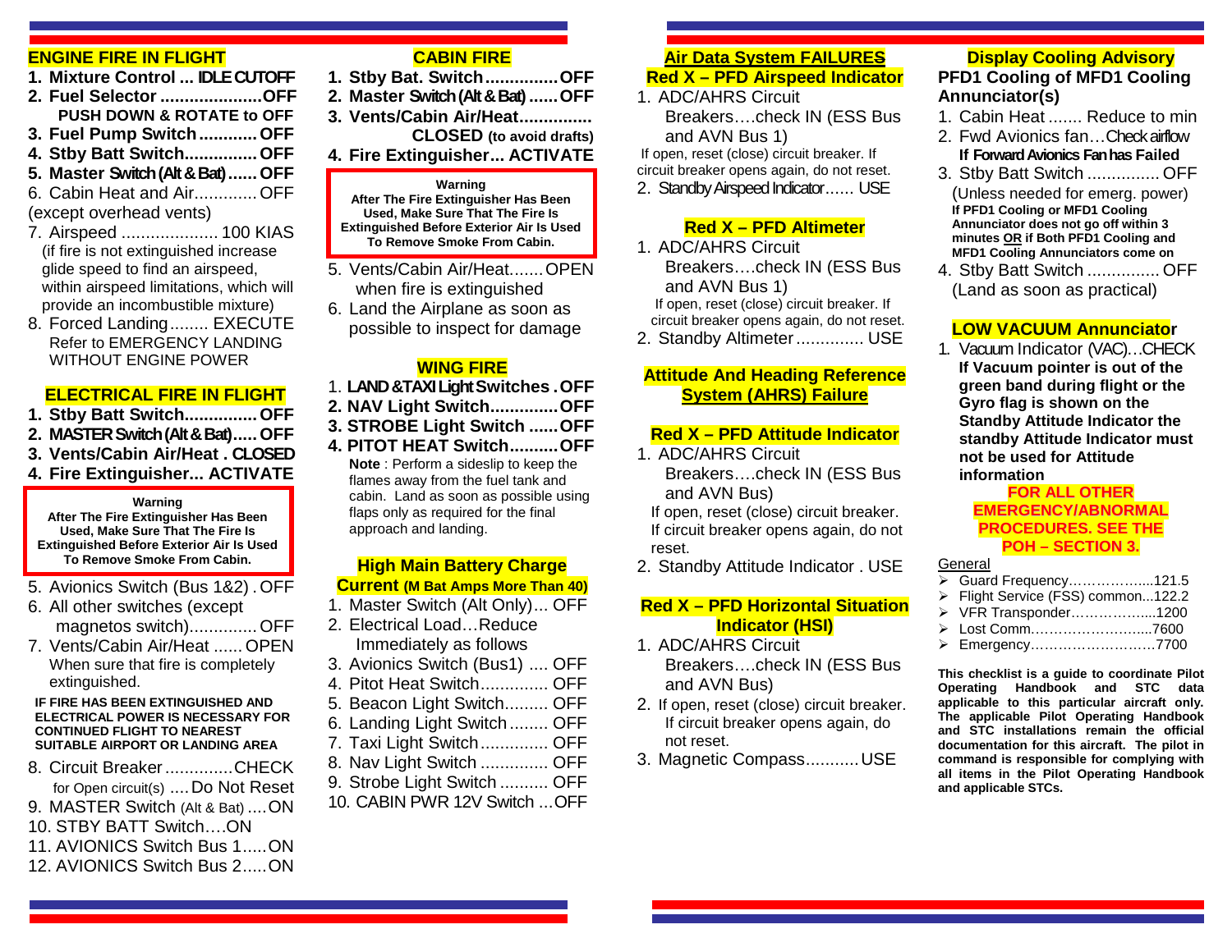## ENGINE FIRE IN FLIGHT

1. **Mixture Control ... IDLE CUTOFF**
2. **Fuel Selector .....................OFF**
   **PUSH DOWN & ROTATE to OFF**
3. **Fuel Pump Switch ............ OFF**
4. **Stby Batt Switch............... OFF**
5. **Master Switch (Alt & Bat) ...... OFF**
6. Cabin Heat and Air............. OFF (except overhead vents)
7. Airspeed .................... 100 KIAS
   (if fire is not extinguished increase glide speed to find an airspeed, within airspeed limitations, which will provide an incombustible mixture)
8. Forced Landing........ EXECUTE
   Refer to EMERGENCY LANDING WITHOUT ENGINE POWER

## ELECTRICAL FIRE IN FLIGHT

1. **Stby Batt Switch............... OFF**
2. **MASTER Switch (Alt & Bat)..... OFF**
3. **Vents/Cabin Air/Heat . CLOSED**
4. **Fire Extinguisher... ACTIVATE**

> **Warning**
> **After The Fire Extinguisher Has Been Used, Make Sure That The Fire Is Extinguished Before Exterior Air Is Used To Remove Smoke From Cabin.**

5. Avionics Switch (Bus 1&2) . OFF
6. All other switches (except magnetos switch).............. OFF
7. Vents/Cabin Air/Heat ...... OPEN
   When sure that fire is completely extinguished.

**IF FIRE HAS BEEN EXTINGUISHED AND ELECTRICAL POWER IS NECESSARY FOR CONTINUED FLIGHT TO NEAREST SUITABLE AIRPORT OR LANDING AREA**

8. Circuit Breaker ..............CHECK
   for Open circuit(s) ....Do Not Reset
9. MASTER Switch (Alt & Bat) ....ON
10. STBY BATT Switch….ON
11. AVIONICS Switch Bus 1.....ON
12. AVIONICS Switch Bus 2.....ON

## CABIN FIRE

1. **Stby Bat. Switch...............OFF**
2. **Master Switch (Alt & Bat) ......OFF**
3. **Vents/Cabin Air/Heat..............**
   **CLOSED (to avoid drafts)**
4. **Fire Extinguisher... ACTIVATE**

> **Warning**
> **After The Fire Extinguisher Has Been Used, Make Sure That The Fire Is Extinguished Before Exterior Air Is Used To Remove Smoke From Cabin.**

5. Vents/Cabin Air/Heat....... OPEN when fire is extinguished
6. Land the Airplane as soon as possible to inspect for damage

## WING FIRE

1. **LAND &TAXI Light Switches . OFF**
2. **NAV Light Switch.............OFF**
3. **STROBE Light Switch ......OFF**
4. **PITOT HEAT Switch..........OFF**

   **Note** : Perform a sideslip to keep the flames away from the fuel tank and cabin. Land as soon as possible using flaps only as required for the final approach and landing.

## High Main Battery Charge Current (M Bat Amps More Than 40)

1. Master Switch (Alt Only)... OFF
2. Electrical Load…Reduce Immediately as follows
3. Avionics Switch (Bus1) .... OFF
4. Pitot Heat Switch.............. OFF
5. Beacon Light Switch......... OFF
6. Landing Light Switch........ OFF
7. Taxi Light Switch.............. OFF
8. Nav Light Switch .............. OFF
9. Strobe Light Switch .......... OFF
10. CABIN PWR 12V Switch ...OFF

## Air Data System FAILURES

## Red X – PFD Airspeed Indicator

1. ADC/AHRS Circuit Breakers….check IN (ESS Bus and AVN Bus 1)

   If open, reset (close) circuit breaker. If circuit breaker opens again, do not reset.
2. Standby Airspeed Indicator…… USE

## Red X – PFD Altimeter

1. ADC/AHRS Circuit Breakers….check IN (ESS Bus and AVN Bus 1)

   If open, reset (close) circuit breaker. If circuit breaker opens again, do not reset.
2. Standby Altimeter .............. USE

## Attitude And Heading Reference System (AHRS) Failure

## Red X – PFD Attitude Indicator

1. ADC/AHRS Circuit Breakers….check IN (ESS Bus and AVN Bus)

   If open, reset (close) circuit breaker. If circuit breaker opens again, do not reset.
2. Standby Attitude Indicator . USE

## Red X – PFD Horizontal Situation Indicator (HSI)

1. ADC/AHRS Circuit Breakers….check IN (ESS Bus and AVN Bus)
2. If open, reset (close) circuit breaker. If circuit breaker opens again, do not reset.
3. Magnetic Compass...........USE

## Display Cooling Advisory

**PFD1 Cooling of MFD1 Cooling Annunciator(s)**

1. Cabin Heat ....... Reduce to min
2. Fwd Avionics fan…Check airflow
   **If Forward Avionics Fan has Failed**
3. Stby Batt Switch ............... OFF
   (Unless needed for emerg. power)
   **If PFD1 Cooling or MFD1 Cooling Annunciator does not go off within 3 minutes OR if Both PFD1 Cooling and MFD1 Cooling Annunciators come on**
4. Stby Batt Switch ............... OFF
   (Land as soon as practical)

## LOW VACUUM Annunciator

1. Vacuum Indicator (VAC)…CHECK
   **If Vacuum pointer is out of the green band during flight or the Gyro flag is shown on the Standby Attitude Indicator the standby Attitude Indicator must not be used for Attitude information**

**FOR ALL OTHER EMERGENCY/ABNORMAL PROCEDURES. SEE THE POH – SECTION 3.**

General

- Guard Frequency……………....121.5
- Flight Service (FSS) common...122.2
- VFR Transponder……………....1200
- Lost Comm……………………...7600
- Emergency………………………7700

**This checklist is a guide to coordinate Pilot Operating Handbook and STC data applicable to this particular aircraft only. The applicable Pilot Operating Handbook and STC installations remain the official documentation for this aircraft. The pilot in command is responsible for complying with all items in the Pilot Operating Handbook and applicable STCs.**